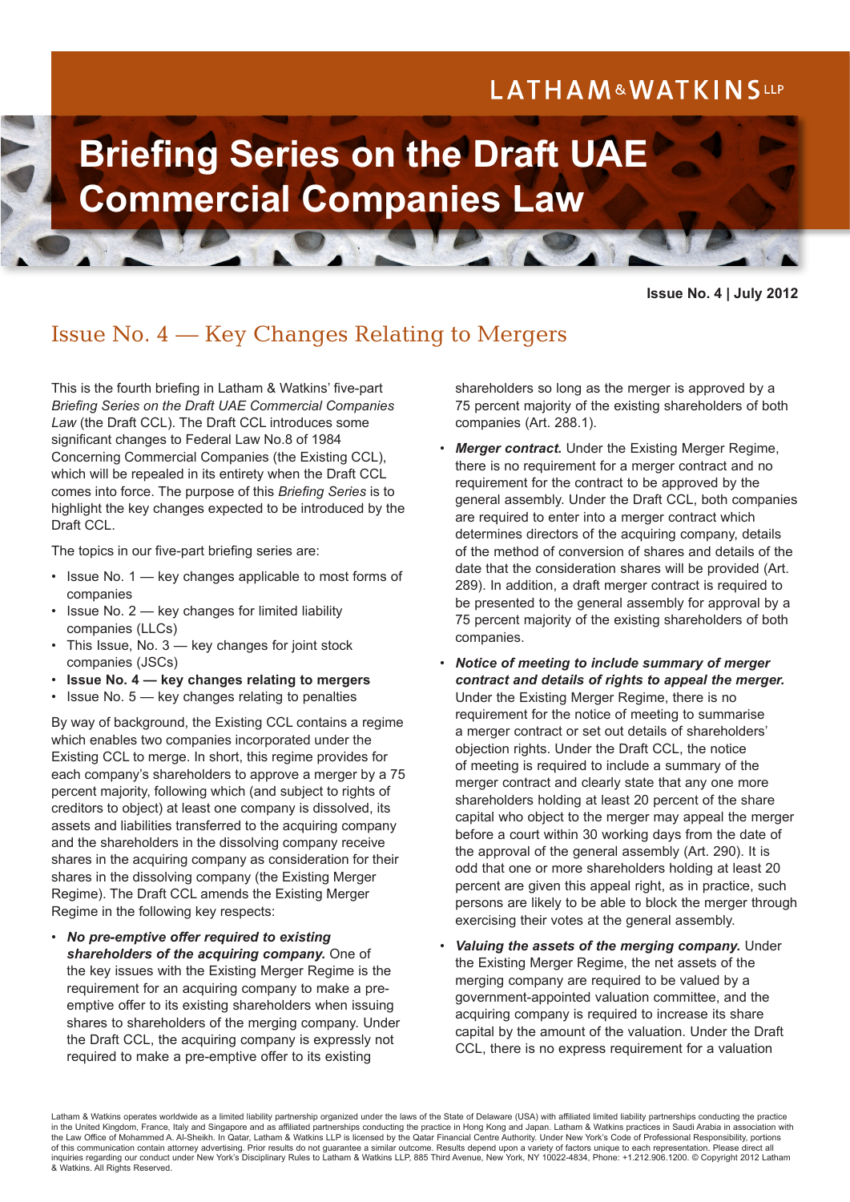# Briefing Series on the Draft UAE Commercial Companies Law

**Issue No. 4 | July 2012**

## Issue No. 4 — Key Changes Relating to Mergers

This is the fourth briefing in Latham & Watkins' five-part *Briefing Series on the Draft UAE Commercial Companies Law* (the Draft CCL). The Draft CCL introduces some significant changes to Federal Law No.8 of 1984 Concerning Commercial Companies (the Existing CCL), which will be repealed in its entirety when the Draft CCL comes into force. The purpose of this *Briefing Series* is to highlight the key changes expected to be introduced by the Draft CCL.

The topics in our five-part briefing series are:

- Issue No. 1 — key changes applicable to most forms of companies
- Issue No. 2 — key changes for limited liability companies (LLCs)
- This Issue, No. 3 — key changes for joint stock companies (JSCs)
- **Issue No. 4 — key changes relating to mergers**
- Issue No. 5 — key changes relating to penalties

By way of background, the Existing CCL contains a regime which enables two companies incorporated under the Existing CCL to merge. In short, this regime provides for each company's shareholders to approve a merger by a 75 percent majority, following which (and subject to rights of creditors to object) at least one company is dissolved, its assets and liabilities transferred to the acquiring company and the shareholders in the dissolving company receive shares in the acquiring company as consideration for their shares in the dissolving company (the Existing Merger Regime). The Draft CCL amends the Existing Merger Regime in the following key respects:

- ***No pre-emptive offer required to existing shareholders of the acquiring company.*** One of the key issues with the Existing Merger Regime is the requirement for an acquiring company to make a pre-emptive offer to its existing shareholders when issuing shares to shareholders of the merging company. Under the Draft CCL, the acquiring company is expressly not required to make a pre-emptive offer to its existing shareholders so long as the merger is approved by a 75 percent majority of the existing shareholders of both companies (Art. 288.1).
- ***Merger contract.*** Under the Existing Merger Regime, there is no requirement for a merger contract and no requirement for the contract to be approved by the general assembly. Under the Draft CCL, both companies are required to enter into a merger contract which determines directors of the acquiring company, details of the method of conversion of shares and details of the date that the consideration shares will be provided (Art. 289). In addition, a draft merger contract is required to be presented to the general assembly for approval by a 75 percent majority of the existing shareholders of both companies.
- ***Notice of meeting to include summary of merger contract and details of rights to appeal the merger.*** Under the Existing Merger Regime, there is no requirement for the notice of meeting to summarise a merger contract or set out details of shareholders' objection rights. Under the Draft CCL, the notice of meeting is required to include a summary of the merger contract and clearly state that any one more shareholders holding at least 20 percent of the share capital who object to the merger may appeal the merger before a court within 30 working days from the date of the approval of the general assembly (Art. 290). It is odd that one or more shareholders holding at least 20 percent are given this appeal right, as in practice, such persons are likely to be able to block the merger through exercising their votes at the general assembly.
- ***Valuing the assets of the merging company.*** Under the Existing Merger Regime, the net assets of the merging company are required to be valued by a government-appointed valuation committee, and the acquiring company is required to increase its share capital by the amount of the valuation. Under the Draft CCL, there is no express requirement for a valuation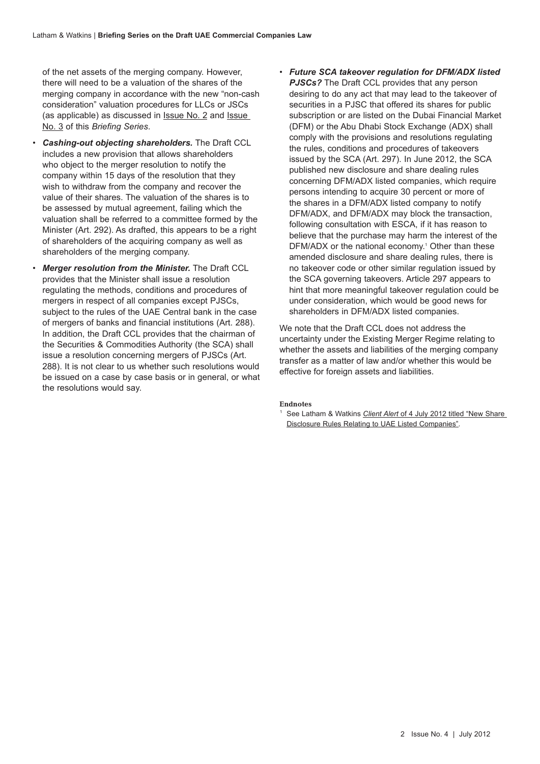of the net assets of the merging company. However, there will need to be a valuation of the shares of the merging company in accordance with the new "non-cash consideration" valuation procedures for LLCs or JSCs (as applicable) as discussed in Issue No. 2 and Issue No. 3 of this *Briefing Series*.

- ***Cashing-out objecting shareholders.*** The Draft CCL includes a new provision that allows shareholders who object to the merger resolution to notify the company within 15 days of the resolution that they wish to withdraw from the company and recover the value of their shares. The valuation of the shares is to be assessed by mutual agreement, failing which the valuation shall be referred to a committee formed by the Minister (Art. 292). As drafted, this appears to be a right of shareholders of the acquiring company as well as shareholders of the merging company.
- ***Merger resolution from the Minister.*** The Draft CCL provides that the Minister shall issue a resolution regulating the methods, conditions and procedures of mergers in respect of all companies except PJSCs, subject to the rules of the UAE Central bank in the case of mergers of banks and financial institutions (Art. 288). In addition, the Draft CCL provides that the chairman of the Securities & Commodities Authority (the SCA) shall issue a resolution concerning mergers of PJSCs (Art. 288). It is not clear to us whether such resolutions would be issued on a case by case basis or in general, or what the resolutions would say.
- ***Future SCA takeover regulation for DFM/ADX listed PJSCs?*** The Draft CCL provides that any person desiring to do any act that may lead to the takeover of securities in a PJSC that offered its shares for public subscription or are listed on the Dubai Financial Market (DFM) or the Abu Dhabi Stock Exchange (ADX) shall comply with the provisions and resolutions regulating the rules, conditions and procedures of takeovers issued by the SCA (Art. 297). In June 2012, the SCA published new disclosure and share dealing rules concerning DFM/ADX listed companies, which require persons intending to acquire 30 percent or more of the shares in a DFM/ADX listed company to notify DFM/ADX, and DFM/ADX may block the transaction, following consultation with ESCA, if it has reason to believe that the purchase may harm the interest of the DFM/ADX or the national economy.[1] Other than these amended disclosure and share dealing rules, there is no takeover code or other similar regulation issued by the SCA governing takeovers. Article 297 appears to hint that more meaningful takeover regulation could be under consideration, which would be good news for shareholders in DFM/ADX listed companies.

We note that the Draft CCL does not address the uncertainty under the Existing Merger Regime relating to whether the assets and liabilities of the merging company transfer as a matter of law and/or whether this would be effective for foreign assets and liabilities.

**Endnotes**

[1] See Latham & Watkins *Client Alert* of 4 July 2012 titled "New Share Disclosure Rules Relating to UAE Listed Companies".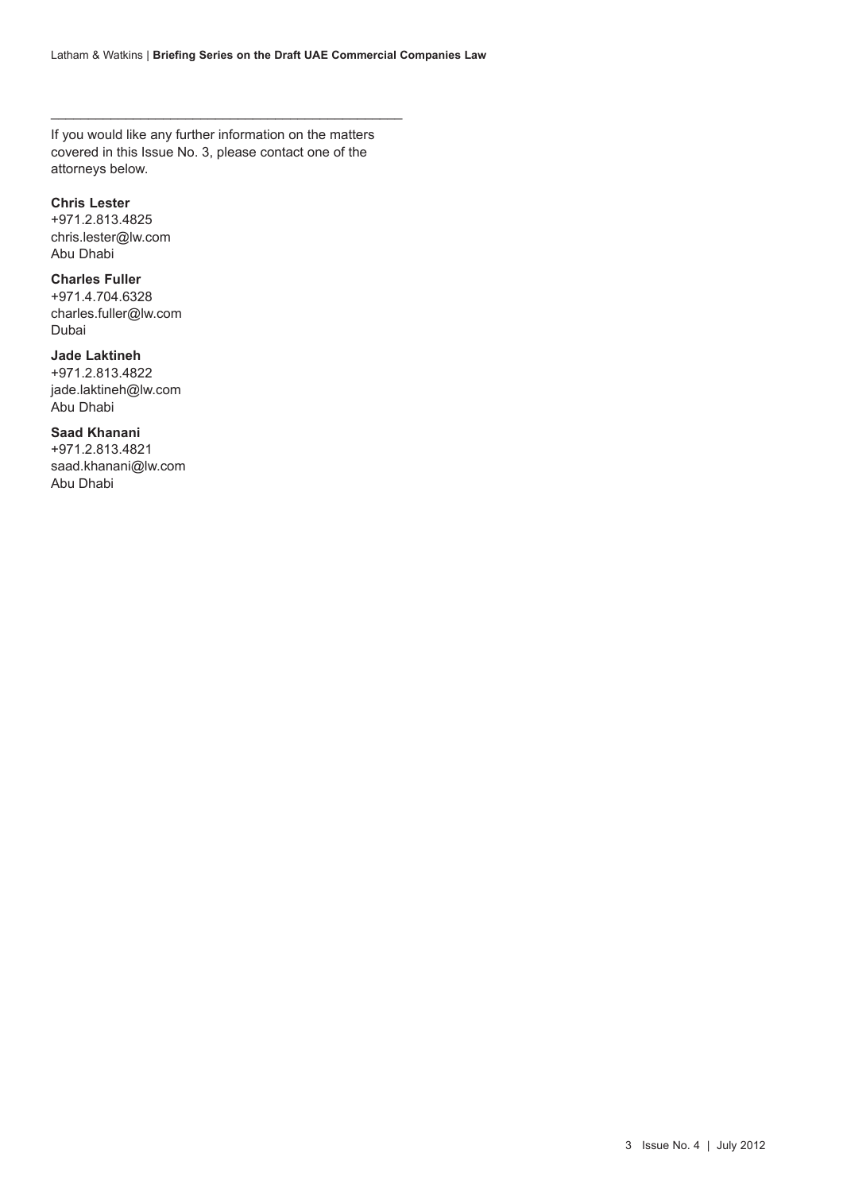If you would like any further information on the matters covered in this Issue No. 3, please contact one of the attorneys below.

**Chris Lester**
+971.2.813.4825
chris.lester@lw.com
Abu Dhabi

**Charles Fuller**
+971.4.704.6328
charles.fuller@lw.com
Dubai

**Jade Laktineh**
+971.2.813.4822
jade.laktineh@lw.com
Abu Dhabi

**Saad Khanani**
+971.2.813.4821
saad.khanani@lw.com
Abu Dhabi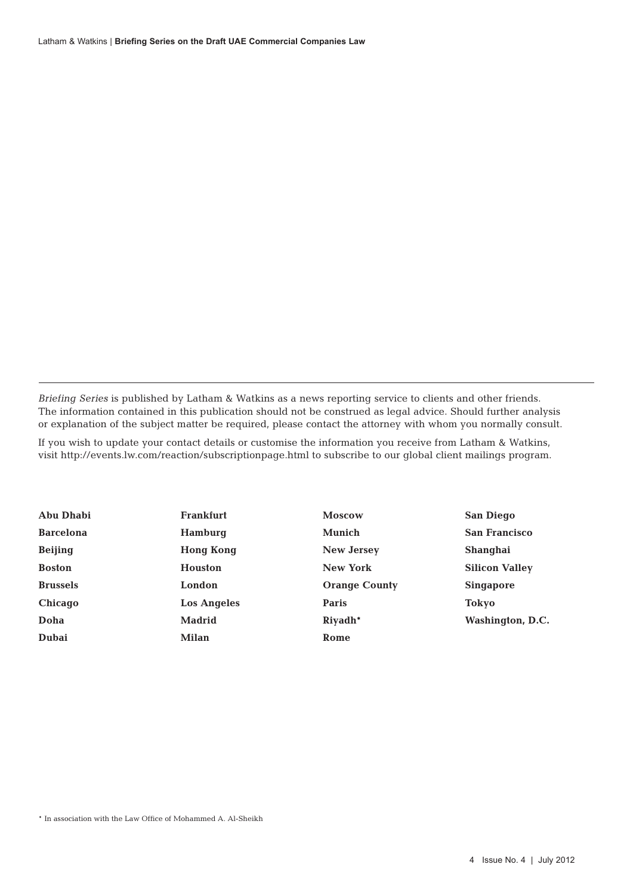*Briefing Series* is published by Latham & Watkins as a news reporting service to clients and other friends. The information contained in this publication should not be construed as legal advice. Should further analysis or explanation of the subject matter be required, please contact the attorney with whom you normally consult.

If you wish to update your contact details or customise the information you receive from Latham & Watkins, visit http://events.lw.com/reaction/subscriptionpage.html to subscribe to our global client mailings program.

**Abu Dhabi**
**Barcelona**
**Beijing**
**Boston**
**Brussels**
**Chicago**
**Doha**
**Dubai**
**Frankfurt**
**Hamburg**
**Hong Kong**
**Houston**
**London**
**Los Angeles**
**Madrid**
**Milan**
**Moscow**
**Munich**
**New Jersey**
**New York**
**Orange County**
**Paris**
**Riyadh***
**Rome**
**San Diego**
**San Francisco**
**Shanghai**
**Silicon Valley**
**Singapore**
**Tokyo**
**Washington, D.C.**

* In association with the Law Office of Mohammed A. Al-Sheikh